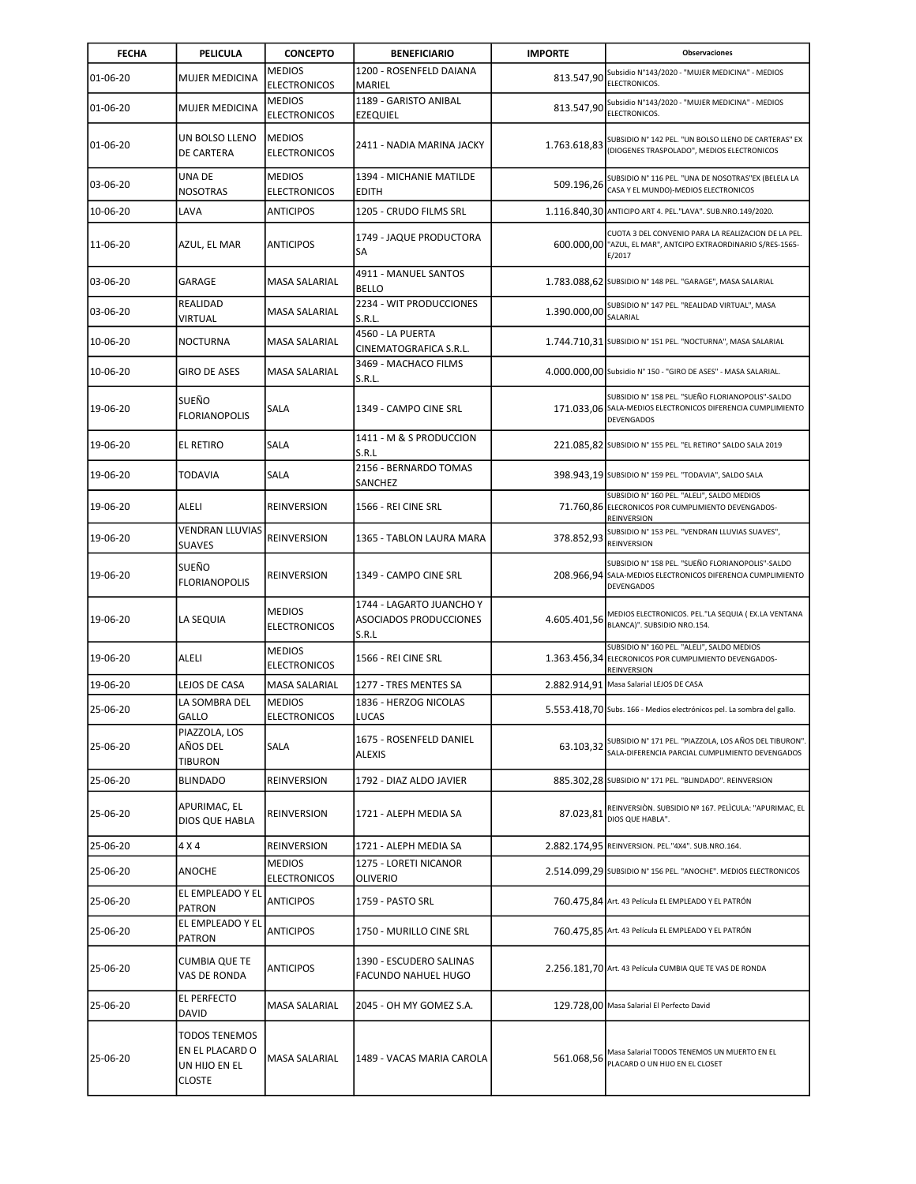| FECHA | PELICULA | CONCEPTO | BENEFICIARIO | IMPORTE | Observaciones |
|---|---|---|---|---|---|
| 01-06-20 | MUJER MEDICINA | MEDIOS ELECTRONICOS | 1200 - ROSENFELD DAIANA MARIEL | 813.547,90 | Subsidio N°143/2020 - "MUJER MEDICINA" - MEDIOS ELECTRONICOS. |
| 01-06-20 | MUJER MEDICINA | MEDIOS ELECTRONICOS | 1189 - GARISTO ANIBAL EZEQUIEL | 813.547,90 | Subsidio N°143/2020 - "MUJER MEDICINA" - MEDIOS ELECTRONICOS. |
| 01-06-20 | UN BOLSO LLENO DE CARTERA | MEDIOS ELECTRONICOS | 2411 - NADIA MARINA JACKY | 1.763.618,83 | SUBSIDIO N° 142 PEL. "UN BOLSO LLENO DE CARTERAS" EX (DIOGENES TRASPOLADO", MEDIOS ELECTRONICOS |
| 03-06-20 | UNA DE NOSOTRAS | MEDIOS ELECTRONICOS | 1394 - MICHANIE MATILDE EDITH | 509.196,26 | SUBSIDIO N° 116 PEL. "UNA DE NOSOTRAS"EX (BELELA LA CASA Y EL MUNDO)-MEDIOS ELECTRONICOS |
| 10-06-20 | LAVA | ANTICIPOS | 1205 - CRUDO FILMS SRL | 1.116.840,30 | ANTICIPO ART 4. PEL."LAVA". SUB.NRO.149/2020. |
| 11-06-20 | AZUL, EL MAR | ANTICIPOS | 1749 - JAQUE PRODUCTORA SA | 600.000,00 | CUOTA 3 DEL CONVENIO PARA LA REALIZACION DE LA PEL. "AZUL, EL MAR", ANTCIPO EXTRAORDINARIO S/RES-1565-E/2017 |
| 03-06-20 | GARAGE | MASA SALARIAL | 4911 - MANUEL SANTOS BELLO | 1.783.088,62 | SUBSIDIO N° 148 PEL. "GARAGE", MASA SALARIAL |
| 03-06-20 | REALIDAD VIRTUAL | MASA SALARIAL | 2234 - WIT PRODUCCIONES S.R.L. | 1.390.000,00 | SUBSIDIO N° 147 PEL. "REALIDAD VIRTUAL", MASA SALARIAL |
| 10-06-20 | NOCTURNA | MASA SALARIAL | 4560 - LA PUERTA CINEMATOGRAFICA S.R.L. | 1.744.710,31 | SUBSIDIO N° 151 PEL. "NOCTURNA", MASA SALARIAL |
| 10-06-20 | GIRO DE ASES | MASA SALARIAL | 3469 - MACHACO FILMS S.R.L. | 4.000.000,00 | Subsidio N° 150 - "GIRO DE ASES" - MASA SALARIAL. |
| 19-06-20 | SUEÑO FLORIANOPOLIS | SALA | 1349 - CAMPO CINE SRL | 171.033,06 | SUBSIDIO N° 158 PEL. "SUEÑO FLORIANOPOLIS"-SALDO SALA-MEDIOS ELECTRONICOS DIFERENCIA CUMPLIMIENTO DEVENGADOS |
| 19-06-20 | EL RETIRO | SALA | 1411 - M & S PRODUCCION S.R.L | 221.085,82 | SUBSIDIO N° 155 PEL. "EL RETIRO" SALDO SALA 2019 |
| 19-06-20 | TODAVIA | SALA | 2156 - BERNARDO TOMAS SANCHEZ | 398.943,19 | SUBSIDIO N° 159 PEL. "TODAVIA", SALDO SALA |
| 19-06-20 | ALELI | REINVERSION | 1566 - REI CINE SRL | 71.760,86 | SUBSIDIO N° 160 PEL. "ALELI", SALDO MEDIOS ELECRONICOS POR CUMPLIMIENTO DEVENGADOS-REINVERSION |
| 19-06-20 | VENDRAN LLUVIAS SUAVES | REINVERSION | 1365 - TABLON LAURA MARA | 378.852,93 | SUBSIDIO N° 153 PEL. "VENDRAN LLUVIAS SUAVES", REINVERSION |
| 19-06-20 | SUEÑO FLORIANOPOLIS | REINVERSION | 1349 - CAMPO CINE SRL | 208.966,94 | SUBSIDIO N° 158 PEL. "SUEÑO FLORIANOPOLIS"-SALDO SALA-MEDIOS ELECTRONICOS DIFERENCIA CUMPLIMIENTO DEVENGADOS |
| 19-06-20 | LA SEQUIA | MEDIOS ELECTRONICOS | 1744 - LAGARTO JUANCHO Y ASOCIADOS PRODUCCIONES S.R.L | 4.605.401,56 | MEDIOS ELECTRONICOS. PEL."LA SEQUIA ( EX.LA VENTANA BLANCA)". SUBSIDIO NRO.154. |
| 19-06-20 | ALELI | MEDIOS ELECTRONICOS | 1566 - REI CINE SRL | 1.363.456,34 | SUBSIDIO N° 160 PEL. "ALELI", SALDO MEDIOS ELECRONICOS POR CUMPLIMIENTO DEVENGADOS-REINVERSION |
| 19-06-20 | LEJOS DE CASA | MASA SALARIAL | 1277 - TRES MENTES SA | 2.882.914,91 | Masa Salarial LEJOS DE CASA |
| 25-06-20 | LA SOMBRA DEL GALLO | MEDIOS ELECTRONICOS | 1836 - HERZOG NICOLAS LUCAS | 5.553.418,70 | Subs. 166 - Medios electrónicos pel. La sombra del gallo. |
| 25-06-20 | PIAZZOLA, LOS AÑOS DEL TIBURON | SALA | 1675 - ROSENFELD DANIEL ALEXIS | 63.103,32 | SUBSIDIO N° 171 PEL. "PIAZZOLA, LOS AÑOS DEL TIBURON". SALA-DIFERENCIA PARCIAL CUMPLIMIENTO DEVENGADOS |
| 25-06-20 | BLINDADO | REINVERSION | 1792 - DIAZ ALDO JAVIER | 885.302,28 | SUBSIDIO N° 171 PEL. "BLINDADO". REINVERSION |
| 25-06-20 | APURIMAC, EL DIOS QUE HABLA | REINVERSION | 1721 - ALEPH MEDIA SA | 87.023,81 | REINVERSIÒN. SUBSIDIO Nº 167. PELÌCULA: "APURIMAC, EL DIOS QUE HABLA". |
| 25-06-20 | 4 X 4 | REINVERSION | 1721 - ALEPH MEDIA SA | 2.882.174,95 | REINVERSION. PEL."4X4". SUB.NRO.164. |
| 25-06-20 | ANOCHE | MEDIOS ELECTRONICOS | 1275 - LORETI NICANOR OLIVERIO | 2.514.099,29 | SUBSIDIO N° 156 PEL. "ANOCHE". MEDIOS ELECTRONICOS |
| 25-06-20 | EL EMPLEADO Y EL PATRON | ANTICIPOS | 1759 - PASTO SRL | 760.475,84 | Art. 43 Película EL EMPLEADO Y EL PATRÓN |
| 25-06-20 | EL EMPLEADO Y EL PATRON | ANTICIPOS | 1750 - MURILLO CINE SRL | 760.475,85 | Art. 43 Película EL EMPLEADO Y EL PATRÓN |
| 25-06-20 | CUMBIA QUE TE VAS DE RONDA | ANTICIPOS | 1390 - ESCUDERO SALINAS FACUNDO NAHUEL HUGO | 2.256.181,70 | Art. 43 Película CUMBIA QUE TE VAS DE RONDA |
| 25-06-20 | EL PERFECTO DAVID | MASA SALARIAL | 2045 - OH MY GOMEZ S.A. | 129.728,00 | Masa Salarial El Perfecto David |
| 25-06-20 | TODOS TENEMOS EN EL PLACARD O UN HIJO EN EL CLOSTE | MASA SALARIAL | 1489 - VACAS MARIA CAROLA | 561.068,56 | Masa Salarial TODOS TENEMOS UN MUERTO EN EL PLACARD O UN HIJO EN EL CLOSET |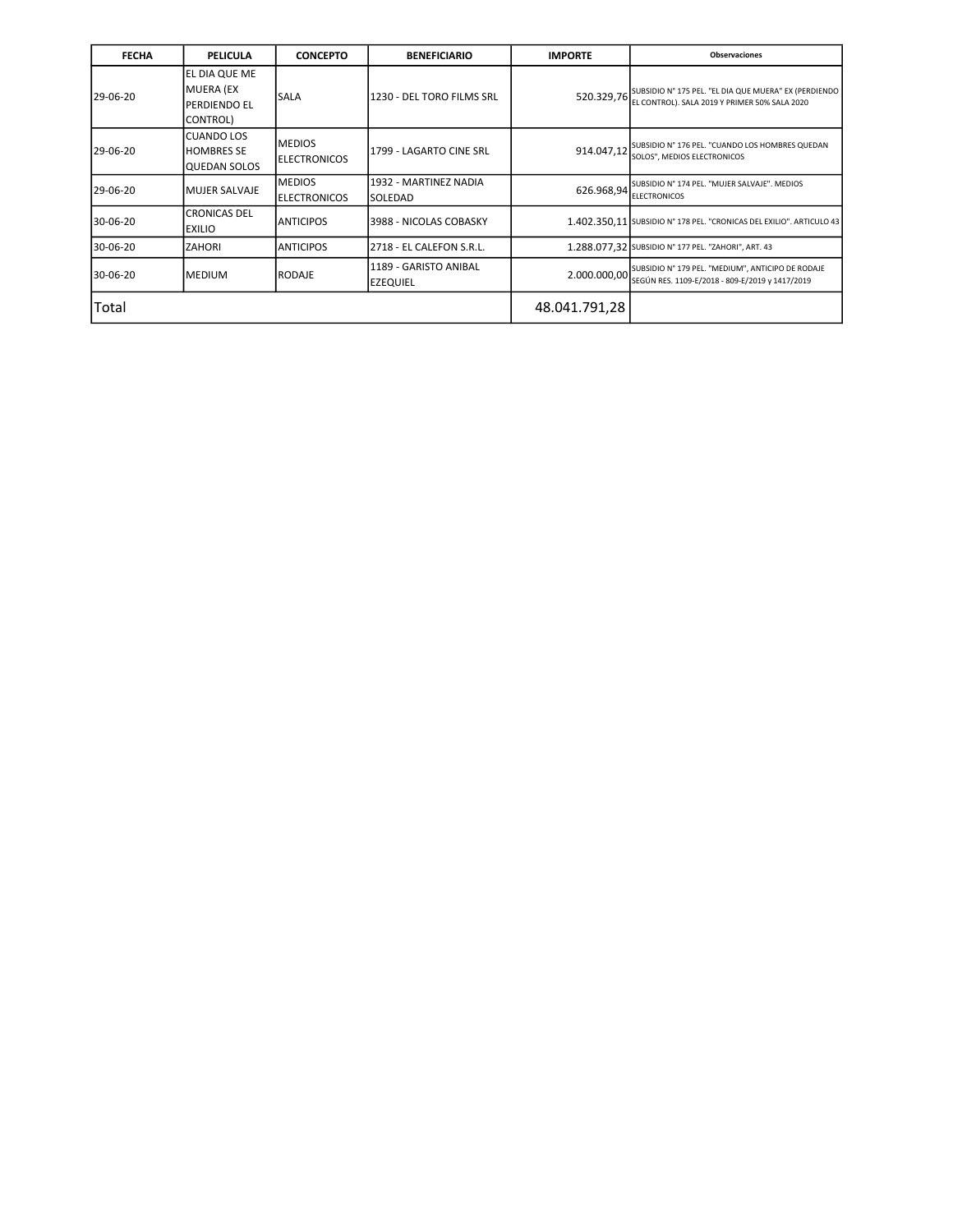| FECHA | PELICULA | CONCEPTO | BENEFICIARIO | IMPORTE | Observaciones |
|---|---|---|---|---|---|
| 29-06-20 | EL DIA QUE ME MUERA (EX PERDIENDO EL CONTROL) | SALA | 1230 - DEL TORO FILMS SRL | 520.329,76 | SUBSIDIO N° 175 PEL. "EL DIA QUE MUERA" EX (PERDIENDO EL CONTROL). SALA 2019 Y PRIMER 50% SALA 2020 |
| 29-06-20 | CUANDO LOS HOMBRES SE QUEDAN SOLOS | MEDIOS ELECTRONICOS | 1799 - LAGARTO CINE SRL | 914.047,12 | SUBSIDIO N° 176 PEL. "CUANDO LOS HOMBRES QUEDAN SOLOS", MEDIOS ELECTRONICOS |
| 29-06-20 | MUJER SALVAJE | MEDIOS ELECTRONICOS | 1932 - MARTINEZ NADIA SOLEDAD | 626.968,94 | SUBSIDIO N° 174 PEL. "MUJER SALVAJE". MEDIOS ELECTRONICOS |
| 30-06-20 | CRONICAS DEL EXILIO | ANTICIPOS | 3988 - NICOLAS COBASKY | 1.402.350,11 | SUBSIDIO N° 178 PEL. "CRONICAS DEL EXILIO". ARTICULO 43 |
| 30-06-20 | ZAHORI | ANTICIPOS | 2718 - EL CALEFON S.R.L. | 1.288.077,32 | SUBSIDIO N° 177 PEL. "ZAHORI", ART. 43 |
| 30-06-20 | MEDIUM | RODAJE | 1189 - GARISTO ANIBAL EZEQUIEL | 2.000.000,00 | SUBSIDIO N° 179 PEL. "MEDIUM", ANTICIPO DE RODAJE SEGÚN RES. 1109-E/2018 - 809-E/2019 y 1417/2019 |
| Total | | | | 48.041.791,28 | |